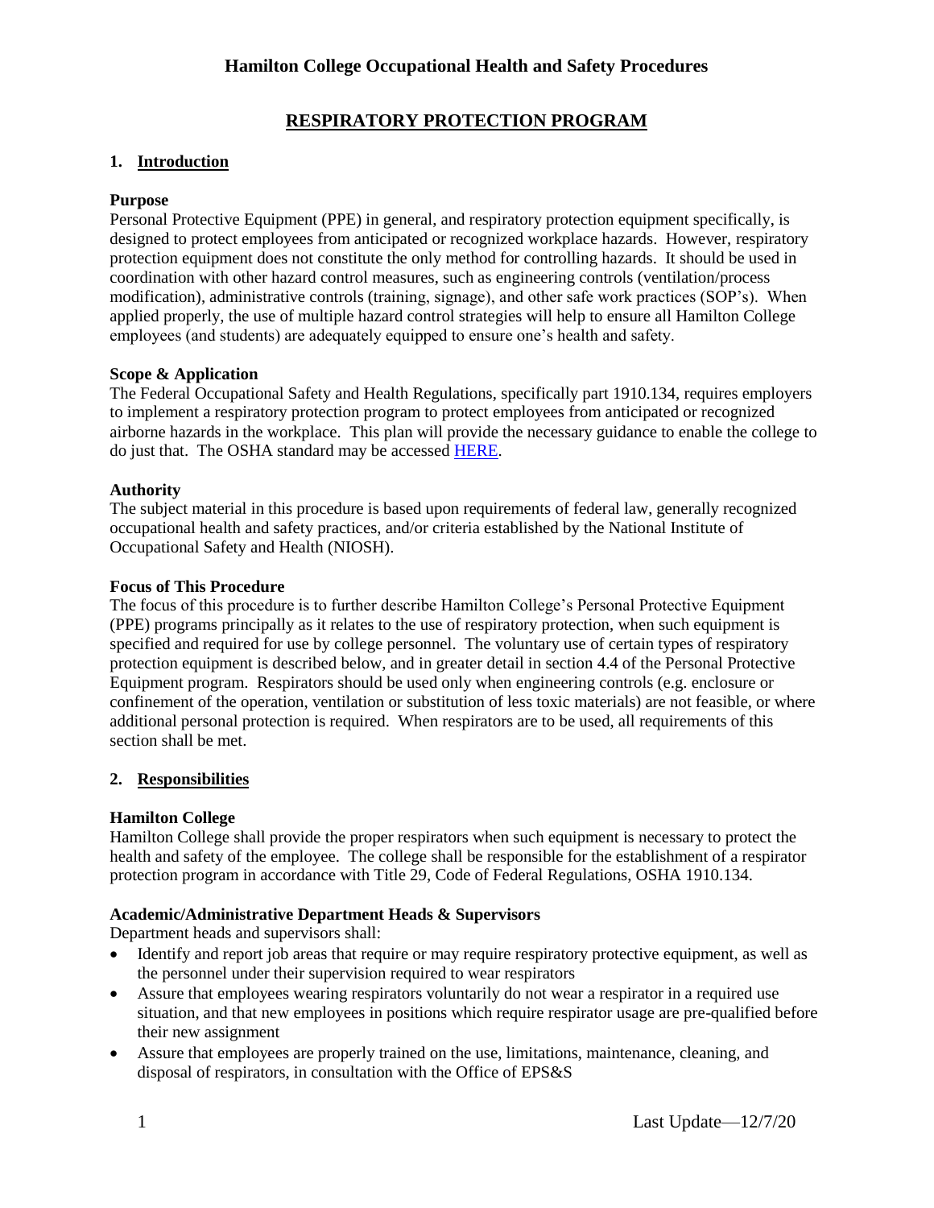# Hamilton College Occupational Health and Safety Procedures

## RESPIRATORY PROTECTION PROGRAM

### 1. Introduction

**Purpose**

Personal Protective Equipment (PPE) in general, and respiratory protection equipment specifically, is designed to protect employees from anticipated or recognized workplace hazards. However, respiratory protection equipment does not constitute the only method for controlling hazards. It should be used in coordination with other hazard control measures, such as engineering controls (ventilation/process modification), administrative controls (training, signage), and other safe work practices (SOP's). When applied properly, the use of multiple hazard control strategies will help to ensure all Hamilton College employees (and students) are adequately equipped to ensure one's health and safety.

**Scope & Application**

The Federal Occupational Safety and Health Regulations, specifically part 1910.134, requires employers to implement a respiratory protection program to protect employees from anticipated or recognized airborne hazards in the workplace. This plan will provide the necessary guidance to enable the college to do just that. The OSHA standard may be accessed HERE.

**Authority**

The subject material in this procedure is based upon requirements of federal law, generally recognized occupational health and safety practices, and/or criteria established by the National Institute of Occupational Safety and Health (NIOSH).

**Focus of This Procedure**

The focus of this procedure is to further describe Hamilton College's Personal Protective Equipment (PPE) programs principally as it relates to the use of respiratory protection, when such equipment is specified and required for use by college personnel. The voluntary use of certain types of respiratory protection equipment is described below, and in greater detail in section 4.4 of the Personal Protective Equipment program. Respirators should be used only when engineering controls (e.g. enclosure or confinement of the operation, ventilation or substitution of less toxic materials) are not feasible, or where additional personal protection is required. When respirators are to be used, all requirements of this section shall be met.

### 2. Responsibilities

**Hamilton College**

Hamilton College shall provide the proper respirators when such equipment is necessary to protect the health and safety of the employee. The college shall be responsible for the establishment of a respirator protection program in accordance with Title 29, Code of Federal Regulations, OSHA 1910.134.

**Academic/Administrative Department Heads & Supervisors**

Department heads and supervisors shall:

- Identify and report job areas that require or may require respiratory protective equipment, as well as the personnel under their supervision required to wear respirators
- Assure that employees wearing respirators voluntarily do not wear a respirator in a required use situation, and that new employees in positions which require respirator usage are pre-qualified before their new assignment
- Assure that employees are properly trained on the use, limitations, maintenance, cleaning, and disposal of respirators, in consultation with the Office of EPS&S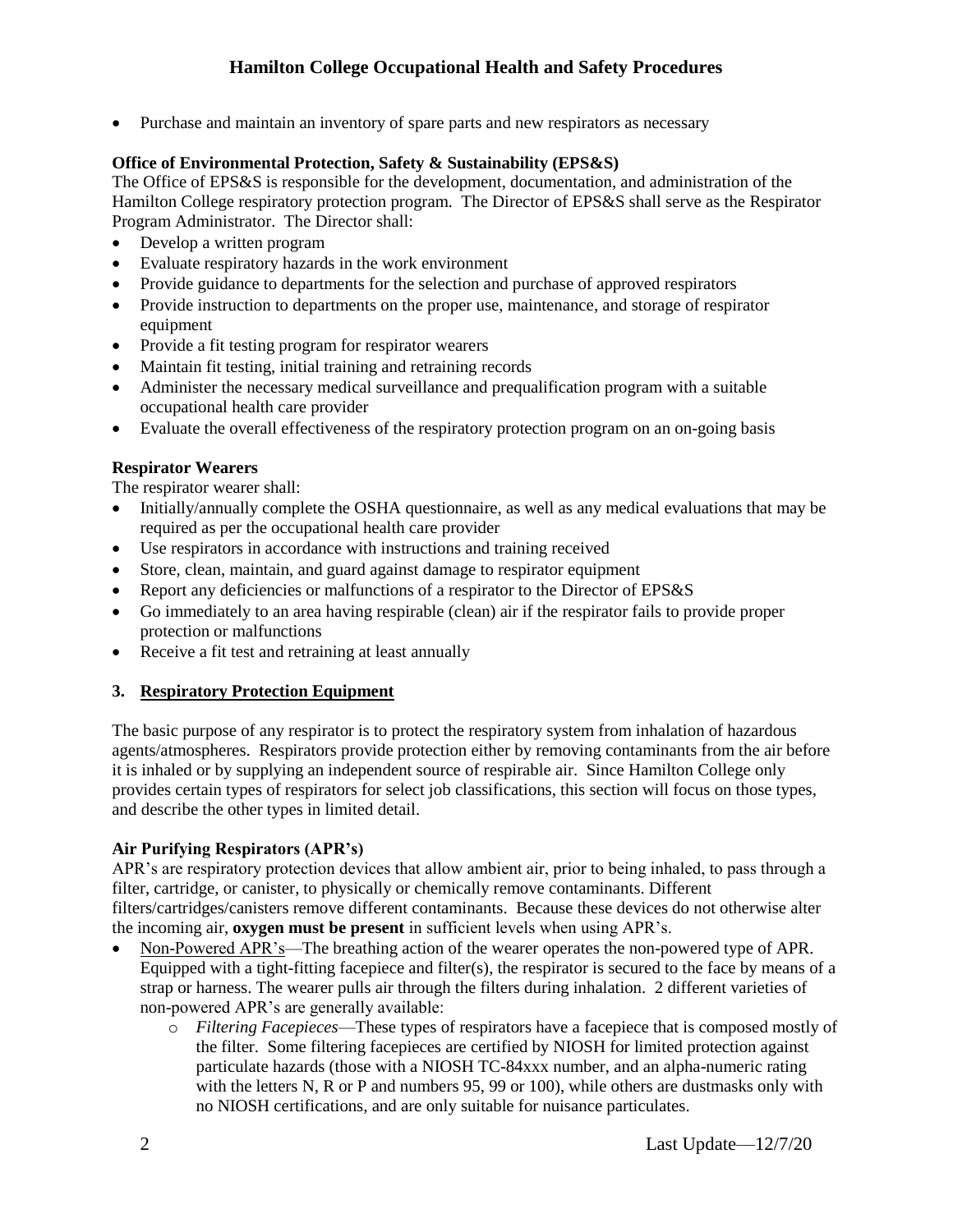- Purchase and maintain an inventory of spare parts and new respirators as necessary

**Office of Environmental Protection, Safety & Sustainability (EPS&S)**

The Office of EPS&S is responsible for the development, documentation, and administration of the Hamilton College respiratory protection program. The Director of EPS&S shall serve as the Respirator Program Administrator. The Director shall:

- Develop a written program
- Evaluate respiratory hazards in the work environment
- Provide guidance to departments for the selection and purchase of approved respirators
- Provide instruction to departments on the proper use, maintenance, and storage of respirator equipment
- Provide a fit testing program for respirator wearers
- Maintain fit testing, initial training and retraining records
- Administer the necessary medical surveillance and prequalification program with a suitable occupational health care provider
- Evaluate the overall effectiveness of the respiratory protection program on an on-going basis

**Respirator Wearers**

The respirator wearer shall:

- Initially/annually complete the OSHA questionnaire, as well as any medical evaluations that may be required as per the occupational health care provider
- Use respirators in accordance with instructions and training received
- Store, clean, maintain, and guard against damage to respirator equipment
- Report any deficiencies or malfunctions of a respirator to the Director of EPS&S
- Go immediately to an area having respirable (clean) air if the respirator fails to provide proper protection or malfunctions
- Receive a fit test and retraining at least annually

## 3. Respiratory Protection Equipment

The basic purpose of any respirator is to protect the respiratory system from inhalation of hazardous agents/atmospheres. Respirators provide protection either by removing contaminants from the air before it is inhaled or by supplying an independent source of respirable air. Since Hamilton College only provides certain types of respirators for select job classifications, this section will focus on those types, and describe the other types in limited detail.

**Air Purifying Respirators (APR's)**

APR's are respiratory protection devices that allow ambient air, prior to being inhaled, to pass through a filter, cartridge, or canister, to physically or chemically remove contaminants. Different filters/cartridges/canisters remove different contaminants. Because these devices do not otherwise alter the incoming air, **oxygen must be present** in sufficient levels when using APR's.

- Non-Powered APR's—The breathing action of the wearer operates the non-powered type of APR. Equipped with a tight-fitting facepiece and filter(s), the respirator is secured to the face by means of a strap or harness. The wearer pulls air through the filters during inhalation. 2 different varieties of non-powered APR's are generally available:
    - *Filtering Facepieces*—These types of respirators have a facepiece that is composed mostly of the filter. Some filtering facepieces are certified by NIOSH for limited protection against particulate hazards (those with a NIOSH TC-84xxx number, and an alpha-numeric rating with the letters N, R or P and numbers 95, 99 or 100), while others are dustmasks only with no NIOSH certifications, and are only suitable for nuisance particulates.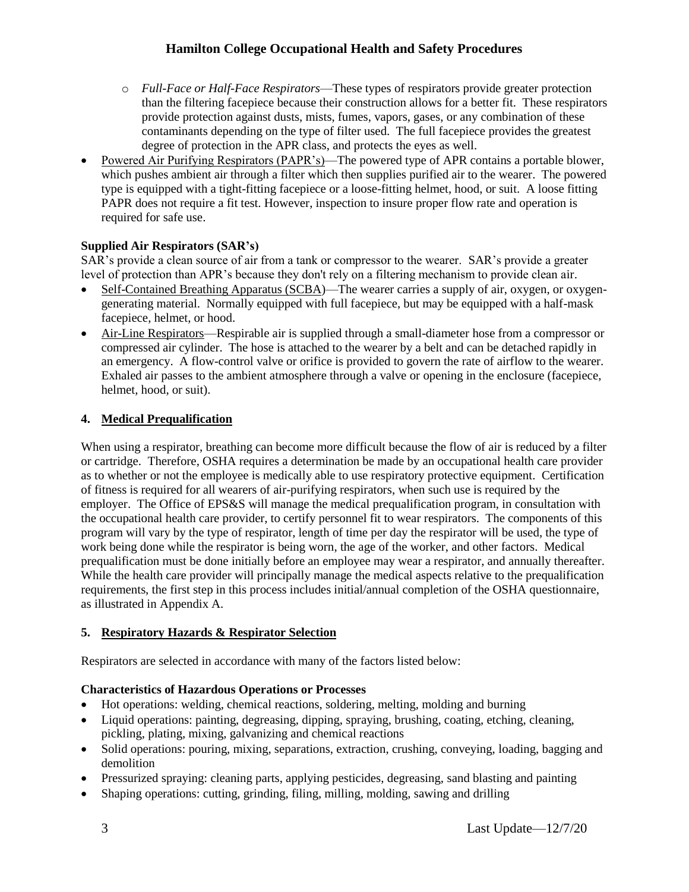- *Full-Face or Half-Face Respirators*—These types of respirators provide greater protection than the filtering facepiece because their construction allows for a better fit. These respirators provide protection against dusts, mists, fumes, vapors, gases, or any combination of these contaminants depending on the type of filter used. The full facepiece provides the greatest degree of protection in the APR class, and protects the eyes as well.

- Powered Air Purifying Respirators (PAPR's)—The powered type of APR contains a portable blower, which pushes ambient air through a filter which then supplies purified air to the wearer. The powered type is equipped with a tight-fitting facepiece or a loose-fitting helmet, hood, or suit. A loose fitting PAPR does not require a fit test. However, inspection to insure proper flow rate and operation is required for safe use.

**Supplied Air Respirators (SAR's)**

SAR's provide a clean source of air from a tank or compressor to the wearer. SAR's provide a greater level of protection than APR's because they don't rely on a filtering mechanism to provide clean air.

- Self-Contained Breathing Apparatus (SCBA)—The wearer carries a supply of air, oxygen, or oxygen-generating material. Normally equipped with full facepiece, but may be equipped with a half-mask facepiece, helmet, or hood.
- Air-Line Respirators—Respirable air is supplied through a small-diameter hose from a compressor or compressed air cylinder. The hose is attached to the wearer by a belt and can be detached rapidly in an emergency. A flow-control valve or orifice is provided to govern the rate of airflow to the wearer. Exhaled air passes to the ambient atmosphere through a valve or opening in the enclosure (facepiece, helmet, hood, or suit).

## 4. Medical Prequalification

When using a respirator, breathing can become more difficult because the flow of air is reduced by a filter or cartridge. Therefore, OSHA requires a determination be made by an occupational health care provider as to whether or not the employee is medically able to use respiratory protective equipment. Certification of fitness is required for all wearers of air-purifying respirators, when such use is required by the employer. The Office of EPS&S will manage the medical prequalification program, in consultation with the occupational health care provider, to certify personnel fit to wear respirators. The components of this program will vary by the type of respirator, length of time per day the respirator will be used, the type of work being done while the respirator is being worn, the age of the worker, and other factors. Medical prequalification must be done initially before an employee may wear a respirator, and annually thereafter. While the health care provider will principally manage the medical aspects relative to the prequalification requirements, the first step in this process includes initial/annual completion of the OSHA questionnaire, as illustrated in Appendix A.

## 5. Respiratory Hazards & Respirator Selection

Respirators are selected in accordance with many of the factors listed below:

**Characteristics of Hazardous Operations or Processes**

- Hot operations: welding, chemical reactions, soldering, melting, molding and burning
- Liquid operations: painting, degreasing, dipping, spraying, brushing, coating, etching, cleaning, pickling, plating, mixing, galvanizing and chemical reactions
- Solid operations: pouring, mixing, separations, extraction, crushing, conveying, loading, bagging and demolition
- Pressurized spraying: cleaning parts, applying pesticides, degreasing, sand blasting and painting
- Shaping operations: cutting, grinding, filing, milling, molding, sawing and drilling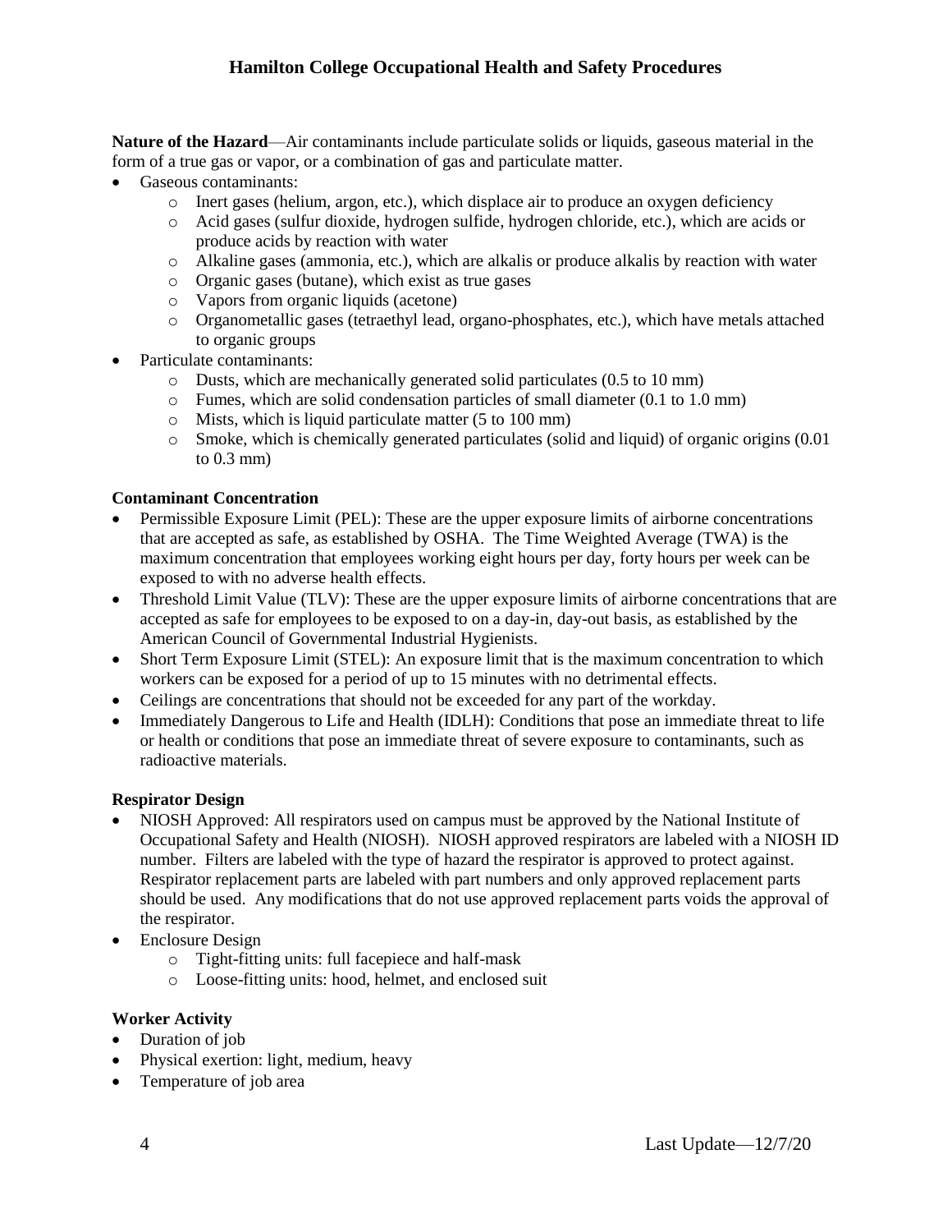**Nature of the Hazard**—Air contaminants include particulate solids or liquids, gaseous material in the form of a true gas or vapor, or a combination of gas and particulate matter.

- Gaseous contaminants:
  - Inert gases (helium, argon, etc.), which displace air to produce an oxygen deficiency
  - Acid gases (sulfur dioxide, hydrogen sulfide, hydrogen chloride, etc.), which are acids or produce acids by reaction with water
  - Alkaline gases (ammonia, etc.), which are alkalis or produce alkalis by reaction with water
  - Organic gases (butane), which exist as true gases
  - Vapors from organic liquids (acetone)
  - Organometallic gases (tetraethyl lead, organo-phosphates, etc.), which have metals attached to organic groups
- Particulate contaminants:
  - Dusts, which are mechanically generated solid particulates (0.5 to 10 mm)
  - Fumes, which are solid condensation particles of small diameter (0.1 to 1.0 mm)
  - Mists, which is liquid particulate matter (5 to 100 mm)
  - Smoke, which is chemically generated particulates (solid and liquid) of organic origins (0.01 to 0.3 mm)

**Contaminant Concentration**

- Permissible Exposure Limit (PEL): These are the upper exposure limits of airborne concentrations that are accepted as safe, as established by OSHA. The Time Weighted Average (TWA) is the maximum concentration that employees working eight hours per day, forty hours per week can be exposed to with no adverse health effects.
- Threshold Limit Value (TLV): These are the upper exposure limits of airborne concentrations that are accepted as safe for employees to be exposed to on a day-in, day-out basis, as established by the American Council of Governmental Industrial Hygienists.
- Short Term Exposure Limit (STEL): An exposure limit that is the maximum concentration to which workers can be exposed for a period of up to 15 minutes with no detrimental effects.
- Ceilings are concentrations that should not be exceeded for any part of the workday.
- Immediately Dangerous to Life and Health (IDLH): Conditions that pose an immediate threat to life or health or conditions that pose an immediate threat of severe exposure to contaminants, such as radioactive materials.

**Respirator Design**

- NIOSH Approved: All respirators used on campus must be approved by the National Institute of Occupational Safety and Health (NIOSH). NIOSH approved respirators are labeled with a NIOSH ID number. Filters are labeled with the type of hazard the respirator is approved to protect against. Respirator replacement parts are labeled with part numbers and only approved replacement parts should be used. Any modifications that do not use approved replacement parts voids the approval of the respirator.
- Enclosure Design
  - Tight-fitting units: full facepiece and half-mask
  - Loose-fitting units: hood, helmet, and enclosed suit

**Worker Activity**

- Duration of job
- Physical exertion: light, medium, heavy
- Temperature of job area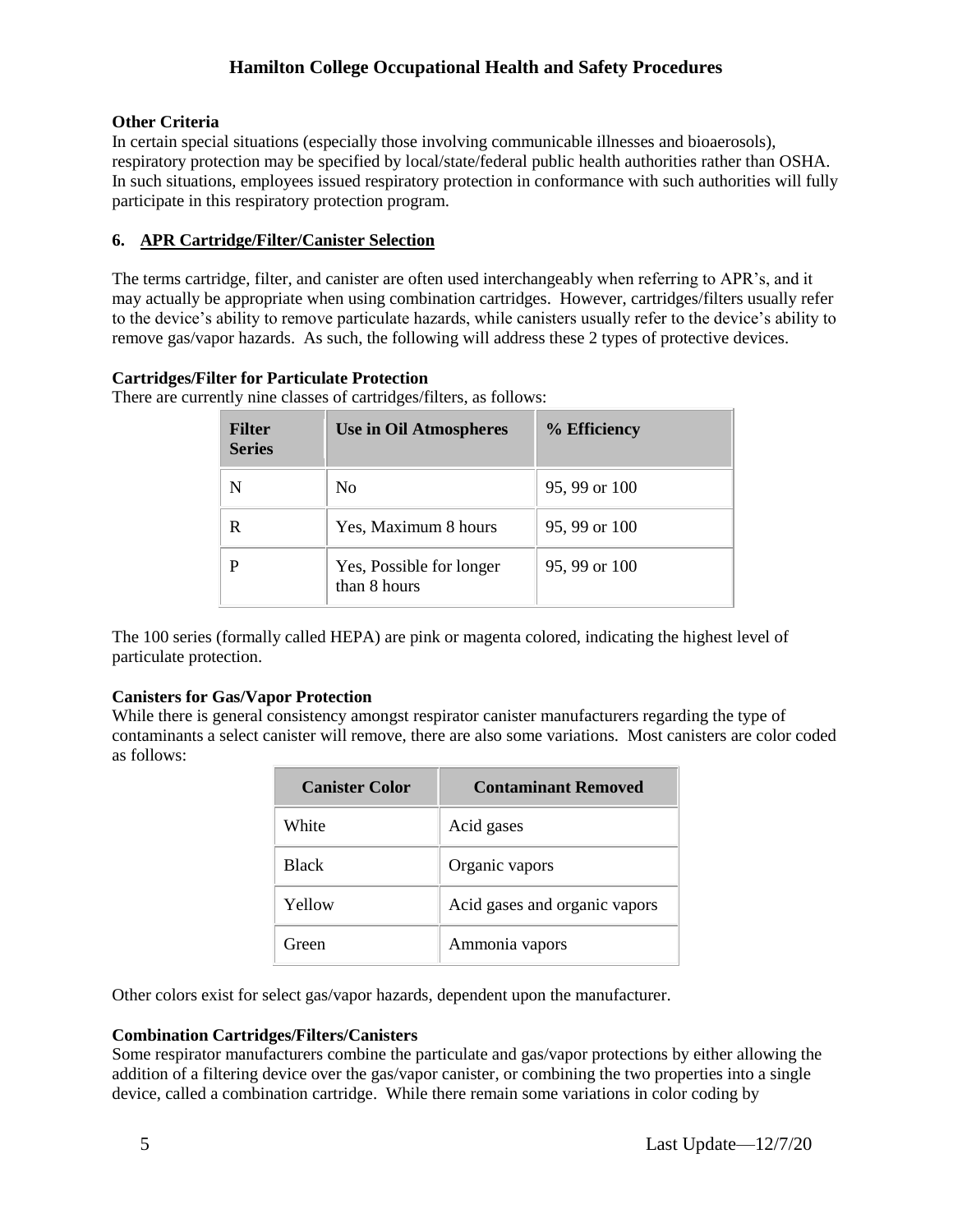### Other Criteria

In certain special situations (especially those involving communicable illnesses and bioaerosols), respiratory protection may be specified by local/state/federal public health authorities rather than OSHA. In such situations, employees issued respiratory protection in conformance with such authorities will fully participate in this respiratory protection program.

## 6. APR Cartridge/Filter/Canister Selection

The terms cartridge, filter, and canister are often used interchangeably when referring to APR's, and it may actually be appropriate when using combination cartridges. However, cartridges/filters usually refer to the device's ability to remove particulate hazards, while canisters usually refer to the device's ability to remove gas/vapor hazards. As such, the following will address these 2 types of protective devices.

### Cartridges/Filter for Particulate Protection

There are currently nine classes of cartridges/filters, as follows:

| Filter Series | Use in Oil Atmospheres | % Efficiency |
|---|---|---|
| N | No | 95, 99 or 100 |
| R | Yes, Maximum 8 hours | 95, 99 or 100 |
| P | Yes, Possible for longer than 8 hours | 95, 99 or 100 |

The 100 series (formally called HEPA) are pink or magenta colored, indicating the highest level of particulate protection.

### Canisters for Gas/Vapor Protection

While there is general consistency amongst respirator canister manufacturers regarding the type of contaminants a select canister will remove, there are also some variations. Most canisters are color coded as follows:

| Canister Color | Contaminant Removed |
|---|---|
| White | Acid gases |
| Black | Organic vapors |
| Yellow | Acid gases and organic vapors |
| Green | Ammonia vapors |

Other colors exist for select gas/vapor hazards, dependent upon the manufacturer.

### Combination Cartridges/Filters/Canisters

Some respirator manufacturers combine the particulate and gas/vapor protections by either allowing the addition of a filtering device over the gas/vapor canister, or combining the two properties into a single device, called a combination cartridge. While there remain some variations in color coding by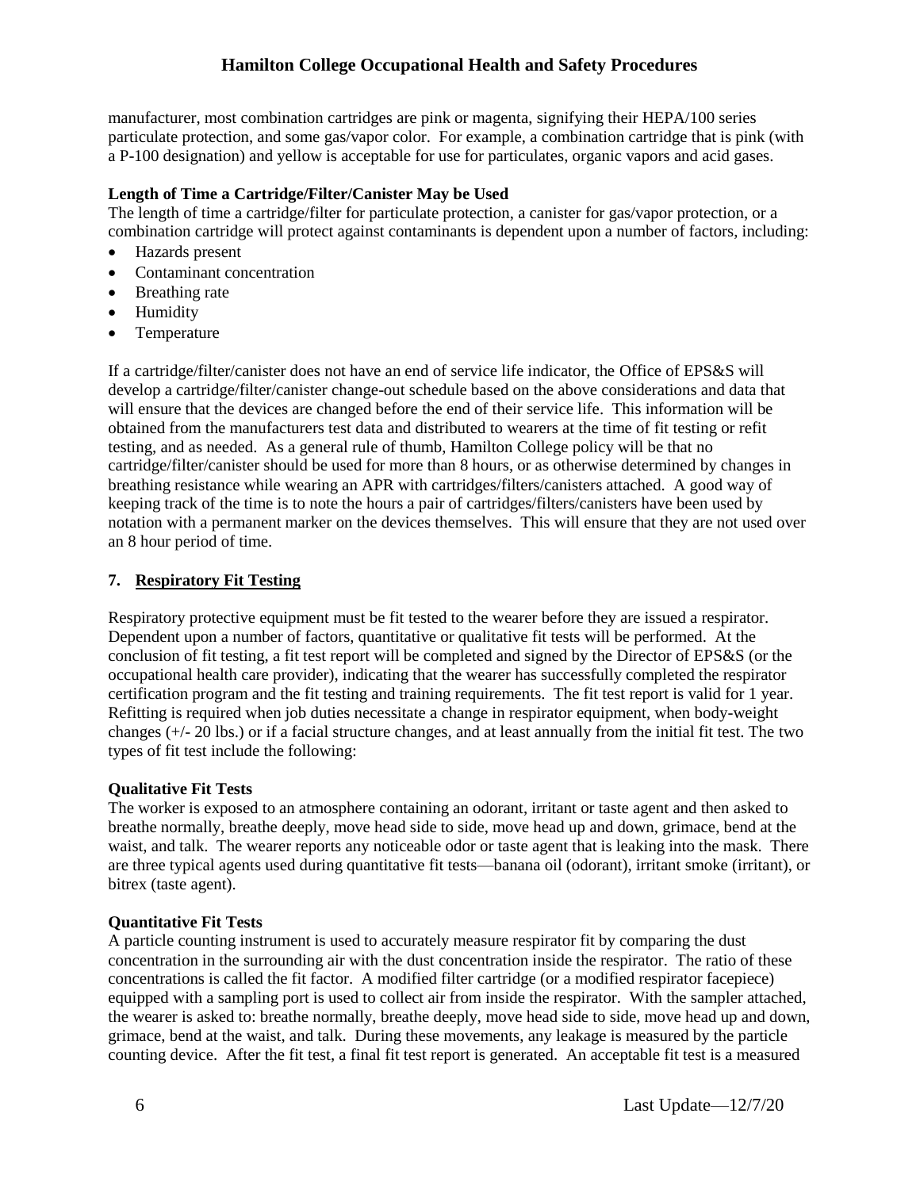manufacturer, most combination cartridges are pink or magenta, signifying their HEPA/100 series particulate protection, and some gas/vapor color. For example, a combination cartridge that is pink (with a P-100 designation) and yellow is acceptable for use for particulates, organic vapors and acid gases.

**Length of Time a Cartridge/Filter/Canister May be Used**

The length of time a cartridge/filter for particulate protection, a canister for gas/vapor protection, or a combination cartridge will protect against contaminants is dependent upon a number of factors, including:

- Hazards present
- Contaminant concentration
- Breathing rate
- Humidity
- Temperature

If a cartridge/filter/canister does not have an end of service life indicator, the Office of EPS&S will develop a cartridge/filter/canister change-out schedule based on the above considerations and data that will ensure that the devices are changed before the end of their service life. This information will be obtained from the manufacturers test data and distributed to wearers at the time of fit testing or refit testing, and as needed. As a general rule of thumb, Hamilton College policy will be that no cartridge/filter/canister should be used for more than 8 hours, or as otherwise determined by changes in breathing resistance while wearing an APR with cartridges/filters/canisters attached. A good way of keeping track of the time is to note the hours a pair of cartridges/filters/canisters have been used by notation with a permanent marker on the devices themselves. This will ensure that they are not used over an 8 hour period of time.

## 7. Respiratory Fit Testing

Respiratory protective equipment must be fit tested to the wearer before they are issued a respirator. Dependent upon a number of factors, quantitative or qualitative fit tests will be performed. At the conclusion of fit testing, a fit test report will be completed and signed by the Director of EPS&S (or the occupational health care provider), indicating that the wearer has successfully completed the respirator certification program and the fit testing and training requirements. The fit test report is valid for 1 year. Refitting is required when job duties necessitate a change in respirator equipment, when body-weight changes (+/- 20 lbs.) or if a facial structure changes, and at least annually from the initial fit test. The two types of fit test include the following:

**Qualitative Fit Tests**

The worker is exposed to an atmosphere containing an odorant, irritant or taste agent and then asked to breathe normally, breathe deeply, move head side to side, move head up and down, grimace, bend at the waist, and talk. The wearer reports any noticeable odor or taste agent that is leaking into the mask. There are three typical agents used during quantitative fit tests—banana oil (odorant), irritant smoke (irritant), or bitrex (taste agent).

**Quantitative Fit Tests**

A particle counting instrument is used to accurately measure respirator fit by comparing the dust concentration in the surrounding air with the dust concentration inside the respirator. The ratio of these concentrations is called the fit factor. A modified filter cartridge (or a modified respirator facepiece) equipped with a sampling port is used to collect air from inside the respirator. With the sampler attached, the wearer is asked to: breathe normally, breathe deeply, move head side to side, move head up and down, grimace, bend at the waist, and talk. During these movements, any leakage is measured by the particle counting device. After the fit test, a final fit test report is generated. An acceptable fit test is a measured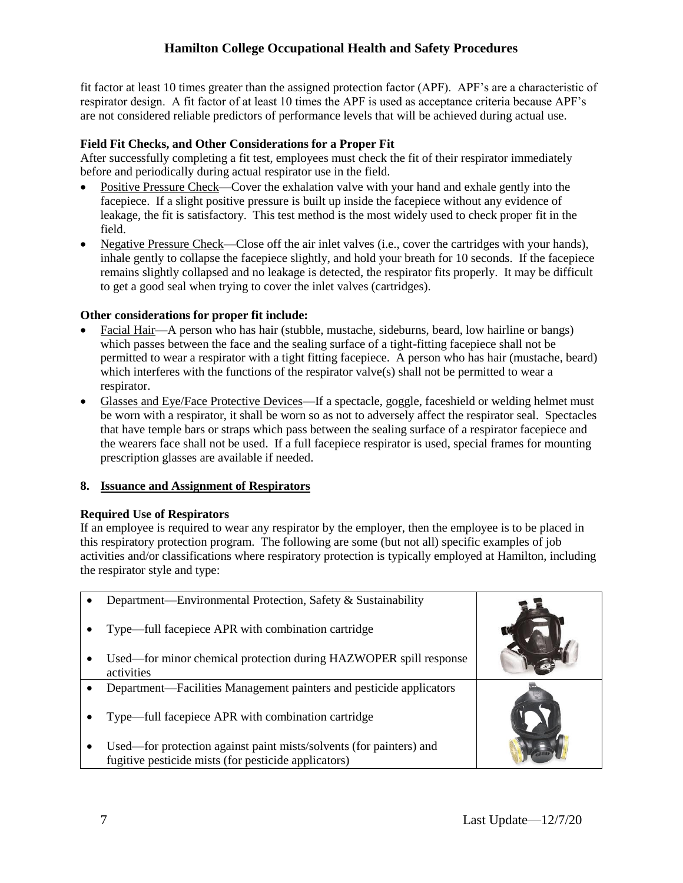fit factor at least 10 times greater than the assigned protection factor (APF). APF's are a characteristic of respirator design. A fit factor of at least 10 times the APF is used as acceptance criteria because APF's are not considered reliable predictors of performance levels that will be achieved during actual use.

**Field Fit Checks, and Other Considerations for a Proper Fit**

After successfully completing a fit test, employees must check the fit of their respirator immediately before and periodically during actual respirator use in the field.

- Positive Pressure Check—Cover the exhalation valve with your hand and exhale gently into the facepiece. If a slight positive pressure is built up inside the facepiece without any evidence of leakage, the fit is satisfactory. This test method is the most widely used to check proper fit in the field.
- Negative Pressure Check—Close off the air inlet valves (i.e., cover the cartridges with your hands), inhale gently to collapse the facepiece slightly, and hold your breath for 10 seconds. If the facepiece remains slightly collapsed and no leakage is detected, the respirator fits properly. It may be difficult to get a good seal when trying to cover the inlet valves (cartridges).

**Other considerations for proper fit include:**

- Facial Hair—A person who has hair (stubble, mustache, sideburns, beard, low hairline or bangs) which passes between the face and the sealing surface of a tight-fitting facepiece shall not be permitted to wear a respirator with a tight fitting facepiece. A person who has hair (mustache, beard) which interferes with the functions of the respirator valve(s) shall not be permitted to wear a respirator.
- Glasses and Eye/Face Protective Devices—If a spectacle, goggle, faceshield or welding helmet must be worn with a respirator, it shall be worn so as not to adversely affect the respirator seal. Spectacles that have temple bars or straps which pass between the sealing surface of a respirator facepiece and the wearers face shall not be used. If a full facepiece respirator is used, special frames for mounting prescription glasses are available if needed.

## 8. Issuance and Assignment of Respirators

**Required Use of Respirators**

If an employee is required to wear any respirator by the employer, then the employee is to be placed in this respiratory protection program. The following are some (but not all) specific examples of job activities and/or classifications where respiratory protection is typically employed at Hamilton, including the respirator style and type:

| | |
|---|---|
| • Department—Environmental Protection, Safety & Sustainability<br>• Type—full facepiece APR with combination cartridge<br>• Used—for minor chemical protection during HAZWOPER spill response activities | |
| • Department—Facilities Management painters and pesticide applicators<br>• Type—full facepiece APR with combination cartridge<br>• Used—for protection against paint mists/solvents (for painters) and fugitive pesticide mists (for pesticide applicators) | |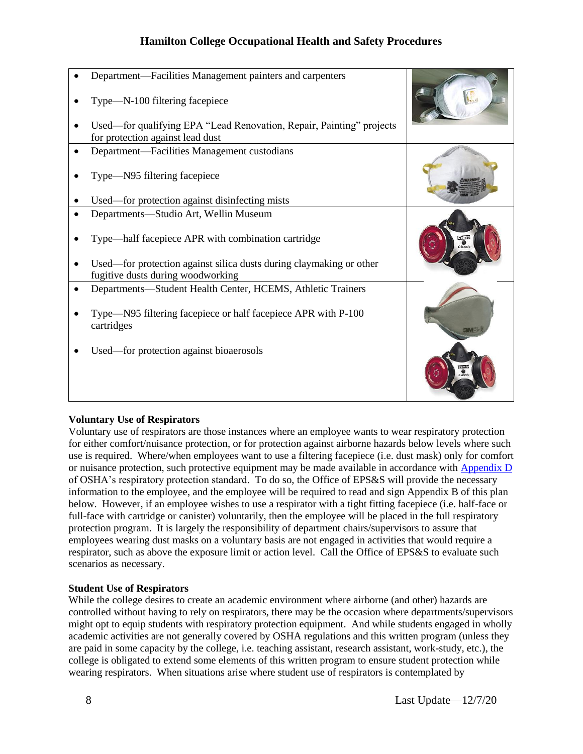|   |   |
|---|---|
| • Department—Facilities Management painters and carpenters<br>• Type—N-100 filtering facepiece<br>• Used—for qualifying EPA "Lead Renovation, Repair, Painting" projects for protection against lead dust | |
| • Department—Facilities Management custodians<br>• Type—N95 filtering facepiece<br>• Used—for protection against disinfecting mists | |
| • Departments—Studio Art, Wellin Museum<br>• Type—half facepiece APR with combination cartridge<br>• Used—for protection against silica dusts during claymaking or other fugitive dusts during woodworking | |
| • Departments—Student Health Center, HCEMS, Athletic Trainers<br>• Type—N95 filtering facepiece or half facepiece APR with P-100 cartridges<br>• Used—for protection against bioaerosols | |

**Voluntary Use of Respirators**

Voluntary use of respirators are those instances where an employee wants to wear respiratory protection for either comfort/nuisance protection, or for protection against airborne hazards below levels where such use is required. Where/when employees want to use a filtering facepiece (i.e. dust mask) only for comfort or nuisance protection, such protective equipment may be made available in accordance with Appendix D of OSHA's respiratory protection standard. To do so, the Office of EPS&S will provide the necessary information to the employee, and the employee will be required to read and sign Appendix B of this plan below. However, if an employee wishes to use a respirator with a tight fitting facepiece (i.e. half-face or full-face with cartridge or canister) voluntarily, then the employee will be placed in the full respiratory protection program. It is largely the responsibility of department chairs/supervisors to assure that employees wearing dust masks on a voluntary basis are not engaged in activities that would require a respirator, such as above the exposure limit or action level. Call the Office of EPS&S to evaluate such scenarios as necessary.

**Student Use of Respirators**

While the college desires to create an academic environment where airborne (and other) hazards are controlled without having to rely on respirators, there may be the occasion where departments/supervisors might opt to equip students with respiratory protection equipment. And while students engaged in wholly academic activities are not generally covered by OSHA regulations and this written program (unless they are paid in some capacity by the college, i.e. teaching assistant, research assistant, work-study, etc.), the college is obligated to extend some elements of this written program to ensure student protection while wearing respirators. When situations arise where student use of respirators is contemplated by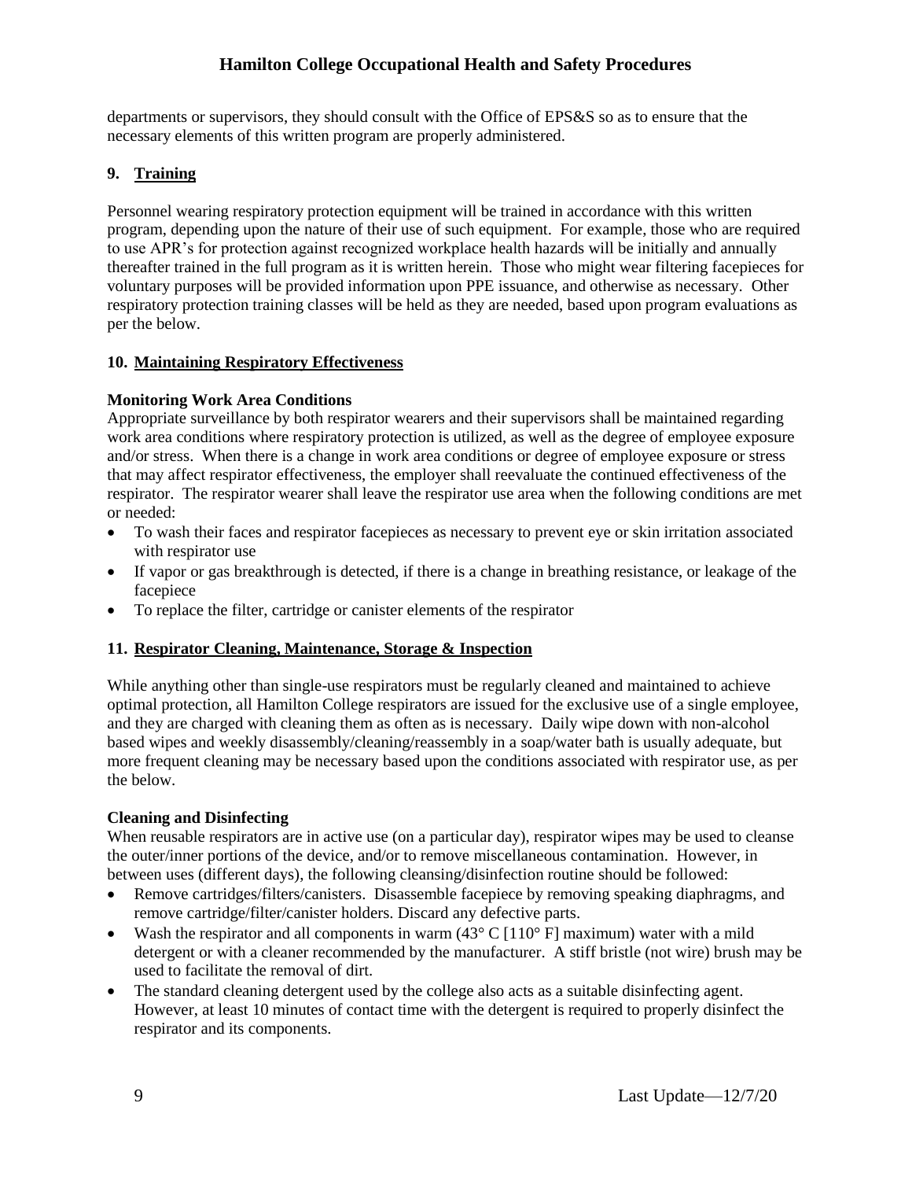departments or supervisors, they should consult with the Office of EPS&S so as to ensure that the necessary elements of this written program are properly administered.

## 9. Training

Personnel wearing respiratory protection equipment will be trained in accordance with this written program, depending upon the nature of their use of such equipment. For example, those who are required to use APR's for protection against recognized workplace health hazards will be initially and annually thereafter trained in the full program as it is written herein. Those who might wear filtering facepieces for voluntary purposes will be provided information upon PPE issuance, and otherwise as necessary. Other respiratory protection training classes will be held as they are needed, based upon program evaluations as per the below.

## 10. Maintaining Respiratory Effectiveness

**Monitoring Work Area Conditions**

Appropriate surveillance by both respirator wearers and their supervisors shall be maintained regarding work area conditions where respiratory protection is utilized, as well as the degree of employee exposure and/or stress. When there is a change in work area conditions or degree of employee exposure or stress that may affect respirator effectiveness, the employer shall reevaluate the continued effectiveness of the respirator. The respirator wearer shall leave the respirator use area when the following conditions are met or needed:

- To wash their faces and respirator facepieces as necessary to prevent eye or skin irritation associated with respirator use
- If vapor or gas breakthrough is detected, if there is a change in breathing resistance, or leakage of the facepiece
- To replace the filter, cartridge or canister elements of the respirator

## 11. Respirator Cleaning, Maintenance, Storage & Inspection

While anything other than single-use respirators must be regularly cleaned and maintained to achieve optimal protection, all Hamilton College respirators are issued for the exclusive use of a single employee, and they are charged with cleaning them as often as is necessary. Daily wipe down with non-alcohol based wipes and weekly disassembly/cleaning/reassembly in a soap/water bath is usually adequate, but more frequent cleaning may be necessary based upon the conditions associated with respirator use, as per the below.

**Cleaning and Disinfecting**

When reusable respirators are in active use (on a particular day), respirator wipes may be used to cleanse the outer/inner portions of the device, and/or to remove miscellaneous contamination. However, in between uses (different days), the following cleansing/disinfection routine should be followed:

- Remove cartridges/filters/canisters. Disassemble facepiece by removing speaking diaphragms, and remove cartridge/filter/canister holders. Discard any defective parts.
- Wash the respirator and all components in warm (43° C [110° F] maximum) water with a mild detergent or with a cleaner recommended by the manufacturer. A stiff bristle (not wire) brush may be used to facilitate the removal of dirt.
- The standard cleaning detergent used by the college also acts as a suitable disinfecting agent. However, at least 10 minutes of contact time with the detergent is required to properly disinfect the respirator and its components.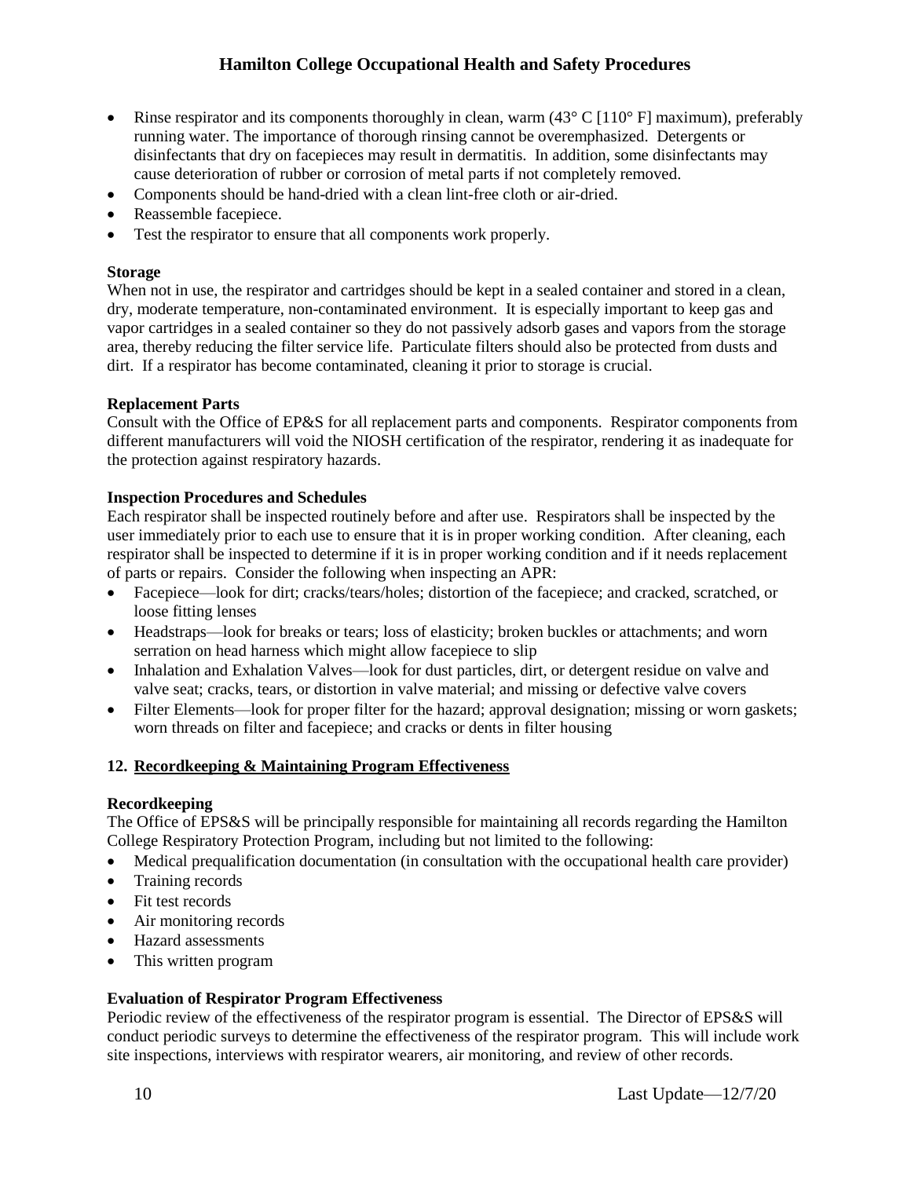- Rinse respirator and its components thoroughly in clean, warm (43° C [110° F] maximum), preferably running water. The importance of thorough rinsing cannot be overemphasized. Detergents or disinfectants that dry on facepieces may result in dermatitis. In addition, some disinfectants may cause deterioration of rubber or corrosion of metal parts if not completely removed.
- Components should be hand-dried with a clean lint-free cloth or air-dried.
- Reassemble facepiece.
- Test the respirator to ensure that all components work properly.

**Storage**

When not in use, the respirator and cartridges should be kept in a sealed container and stored in a clean, dry, moderate temperature, non-contaminated environment. It is especially important to keep gas and vapor cartridges in a sealed container so they do not passively adsorb gases and vapors from the storage area, thereby reducing the filter service life. Particulate filters should also be protected from dusts and dirt. If a respirator has become contaminated, cleaning it prior to storage is crucial.

**Replacement Parts**

Consult with the Office of EP&S for all replacement parts and components. Respirator components from different manufacturers will void the NIOSH certification of the respirator, rendering it as inadequate for the protection against respiratory hazards.

**Inspection Procedures and Schedules**

Each respirator shall be inspected routinely before and after use. Respirators shall be inspected by the user immediately prior to each use to ensure that it is in proper working condition. After cleaning, each respirator shall be inspected to determine if it is in proper working condition and if it needs replacement of parts or repairs. Consider the following when inspecting an APR:

- Facepiece—look for dirt; cracks/tears/holes; distortion of the facepiece; and cracked, scratched, or loose fitting lenses
- Headstraps—look for breaks or tears; loss of elasticity; broken buckles or attachments; and worn serration on head harness which might allow facepiece to slip
- Inhalation and Exhalation Valves—look for dust particles, dirt, or detergent residue on valve and valve seat; cracks, tears, or distortion in valve material; and missing and defective valve covers
- Filter Elements—look for proper filter for the hazard; approval designation; missing or worn gaskets; worn threads on filter and facepiece; and cracks or dents in filter housing

## 12. Recordkeeping & Maintaining Program Effectiveness

**Recordkeeping**

The Office of EPS&S will be principally responsible for maintaining all records regarding the Hamilton College Respiratory Protection Program, including but not limited to the following:

- Medical prequalification documentation (in consultation with the occupational health care provider)
- Training records
- Fit test records
- Air monitoring records
- Hazard assessments
- This written program

**Evaluation of Respirator Program Effectiveness**

Periodic review of the effectiveness of the respirator program is essential. The Director of EPS&S will conduct periodic surveys to determine the effectiveness of the respirator program. This will include work site inspections, interviews with respirator wearers, air monitoring, and review of other records.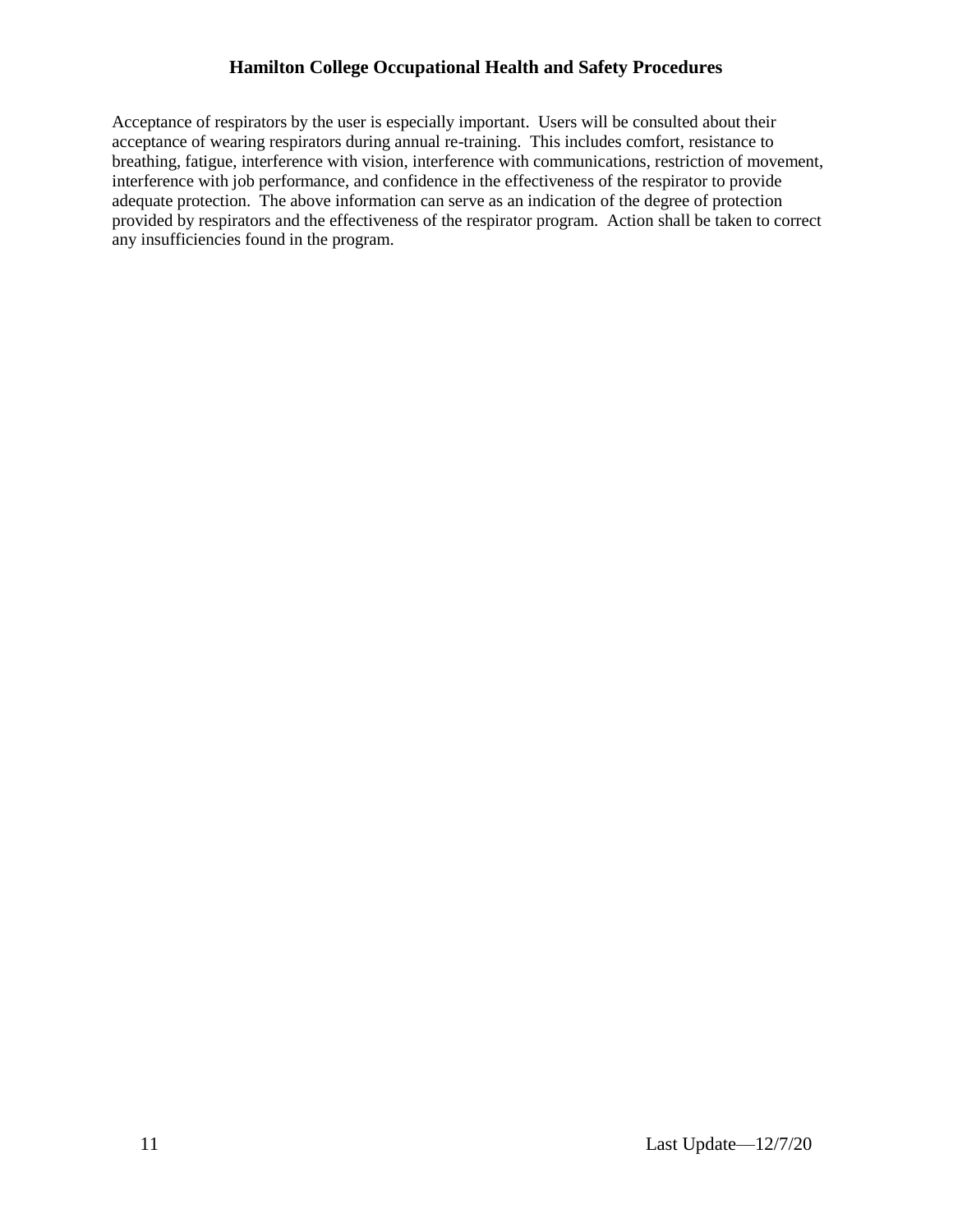Acceptance of respirators by the user is especially important. Users will be consulted about their acceptance of wearing respirators during annual re-training. This includes comfort, resistance to breathing, fatigue, interference with vision, interference with communications, restriction of movement, interference with job performance, and confidence in the effectiveness of the respirator to provide adequate protection. The above information can serve as an indication of the degree of protection provided by respirators and the effectiveness of the respirator program. Action shall be taken to correct any insufficiencies found in the program.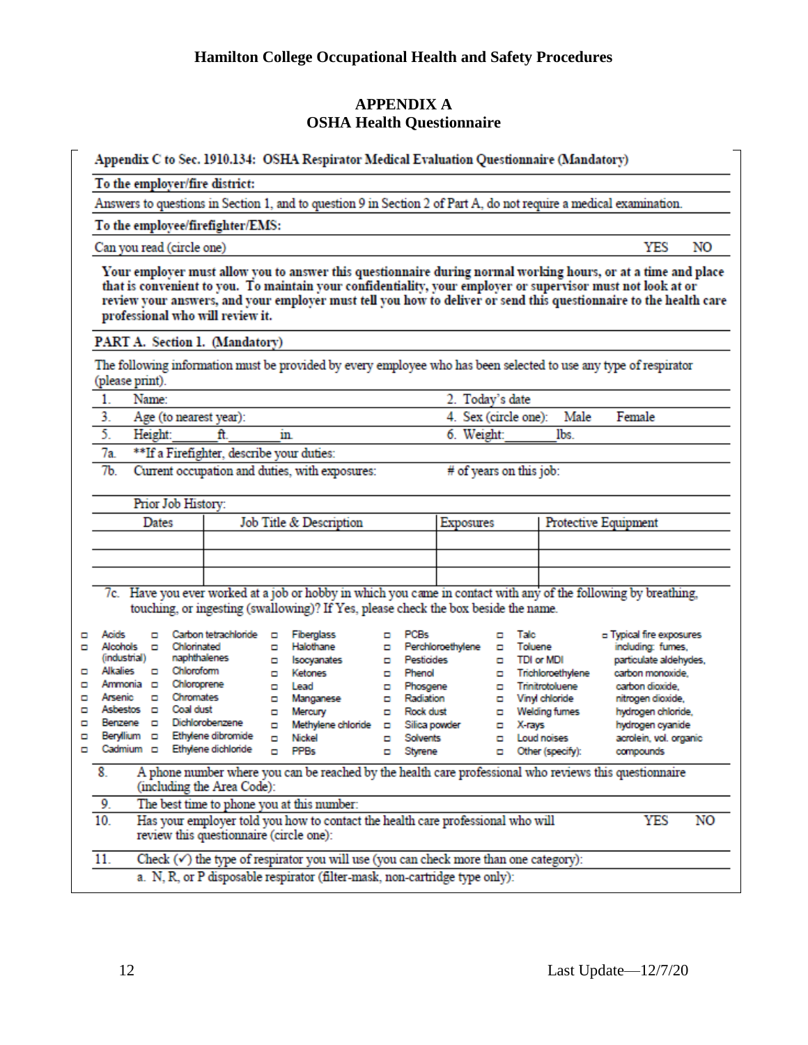## APPENDIX A
## OSHA Health Questionnaire

**Appendix C to Sec. 1910.134: OSHA Respirator Medical Evaluation Questionnaire (Mandatory)**

**To the employer/fire district:**

Answers to questions in Section 1, and to question 9 in Section 2 of Part A, do not require a medical examination.

**To the employee/firefighter/EMS:**

Can you read (circle one) YES NO

**Your employer must allow you to answer this questionnaire during normal working hours, or at a time and place that is convenient to you. To maintain your confidentiality, your employer or supervisor must not look at or review your answers, and your employer must tell you how to deliver or send this questionnaire to the health care professional who will review it.**

**PART A. Section 1. (Mandatory)**

The following information must be provided by every employee who has been selected to use any type of respirator (please print).

1. Name:
2. Today's date
3. Age (to nearest year):
4. Sex (circle one): Male Female
5. Height: \_\_\_\_ ft. \_\_\_\_ in.
6. Weight: \_\_\_\_ lbs.

7a. **If a Firefighter, describe your duties:

7b. Current occupation and duties, with exposures: # of years on this job:

Prior Job History:

| Dates | Job Title & Description | Exposures | Protective Equipment |
|---|---|---|---|
| | | | |
| | | | |
| | | | |

7c. Have you ever worked at a job or hobby in which you came in contact with any of the following by breathing, touching, or ingesting (swallowing)? If Yes, please check the box beside the name.

- ☐ Acids
- ☐ Alcohols (industrial)
- ☐ Alkalies
- ☐ Ammonia
- ☐ Arsenic
- ☐ Asbestos
- ☐ Benzene
- ☐ Beryllium
- ☐ Cadmium
- ☐ Carbon tetrachloride
- ☐ Chlorinated naphthalenes
- ☐ Chloroform
- ☐ Chloroprene
- ☐ Chromates
- ☐ Coal dust
- ☐ Dichlorobenzene
- ☐ Ethylene dibromide
- ☐ Ethylene dichloride
- ☐ Fiberglass
- ☐ Halothane
- ☐ Isocyanates
- ☐ Ketones
- ☐ Lead
- ☐ Manganese
- ☐ Mercury
- ☐ Methylene chloride
- ☐ Nickel
- ☐ PPBs
- ☐ PCBs
- ☐ Perchloroethylene
- ☐ Pesticides
- ☐ Phenol
- ☐ Phosgene
- ☐ Radiation
- ☐ Rock dust
- ☐ Silica powder
- ☐ Solvents
- ☐ Styrene
- ☐ Talc
- ☐ Toluene
- ☐ TDI or MDI
- ☐ Trichloroethylene
- ☐ Trinitrotoluene
- ☐ Vinyl chloride
- ☐ Welding fumes
- ☐ X-rays
- ☐ Loud noises
- ☐ Other (specify):
- ☐ Typical fire exposures including: fumes, particulate aldehydes, carbon monoxide, carbon dioxide, nitrogen dioxide, hydrogen chloride, hydrogen cyanide, acrolein, vol. organic compounds

8. A phone number where you can be reached by the health care professional who reviews this questionnaire (including the Area Code):
9. The best time to phone you at this number:
10. Has your employer told you how to contact the health care professional who will review this questionnaire (circle one): YES NO
11. Check (✓) the type of respirator you will use (you can check more than one category):
    a. N, R, or P disposable respirator (filter-mask, non-cartridge type only):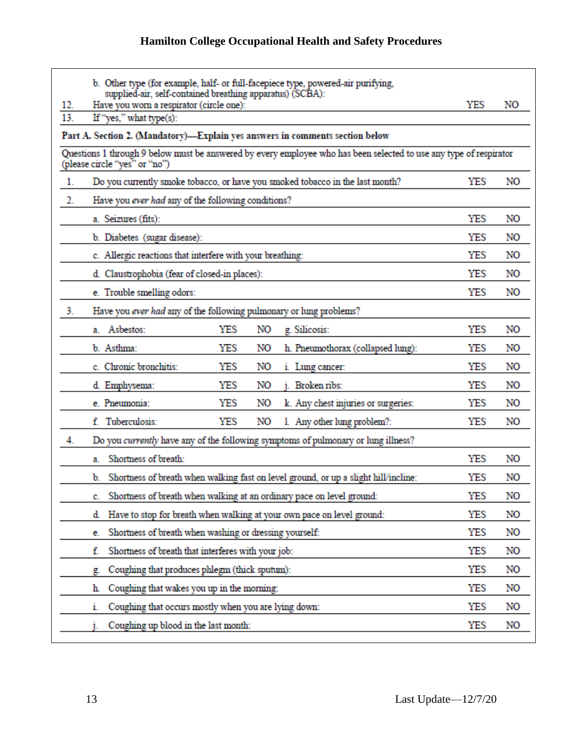b. Other type (for example, half- or full-facepiece type, powered-air purifying, supplied-air, self-contained breathing apparatus) (SCBA):

| | | | |
|---|---|---|---|
| 12. | Have you worn a respirator (circle one): | YES | NO |
| 13. | If "yes," what type(s): | | |

**Part A. Section 2. (Mandatory)—Explain yes answers in comments section below**

Questions 1 through 9 below must be answered by every employee who has been selected to use any type of respirator (please circle "yes" or "no")

| | | | |
|---|---|---|---|
| 1. | Do you currently smoke tobacco, or have you smoked tobacco in the last month? | YES | NO |
| 2. | Have you *ever had* any of the following conditions? | | |
| | a. Seizures (fits): | YES | NO |
| | b. Diabetes (sugar disease): | YES | NO |
| | c. Allergic reactions that interfere with your breathing: | YES | NO |
| | d. Claustrophobia (fear of closed-in places): | YES | NO |
| | e. Trouble smelling odors: | YES | NO |

| | | | | | | |
|---|---|---|---|---|---|---|
| 3. | Have you *ever had* any of the following pulmonary or lung problems? | | | | | |
| | a. Asbestos: | YES | NO | g. Silicosis: | YES | NO |
| | b. Asthma: | YES | NO | h. Pneumothorax (collapsed lung): | YES | NO |
| | c. Chronic bronchitis: | YES | NO | i. Lung cancer: | YES | NO |
| | d. Emphysema: | YES | NO | j. Broken ribs: | YES | NO |
| | e. Pneumonia: | YES | NO | k. Any chest injuries or surgeries: | YES | NO |
| | f. Tuberculosis: | YES | NO | l. Any other lung problem?: | YES | NO |

| | | | |
|---|---|---|---|
| 4. | Do you *currently* have any of the following symptoms of pulmonary or lung illness? | | |
| | a. Shortness of breath: | YES | NO |
| | b. Shortness of breath when walking fast on level ground, or up a slight hill/incline: | YES | NO |
| | c. Shortness of breath when walking at an ordinary pace on level ground: | YES | NO |
| | d. Have to stop for breath when walking at your own pace on level ground: | YES | NO |
| | e. Shortness of breath when washing or dressing yourself: | YES | NO |
| | f. Shortness of breath that interferes with your job: | YES | NO |
| | g. Coughing that produces phlegm (thick sputum): | YES | NO |
| | h. Coughing that wakes you up in the morning: | YES | NO |
| | i. Coughing that occurs mostly when you are lying down: | YES | NO |
| | j. Coughing up blood in the last month: | YES | NO |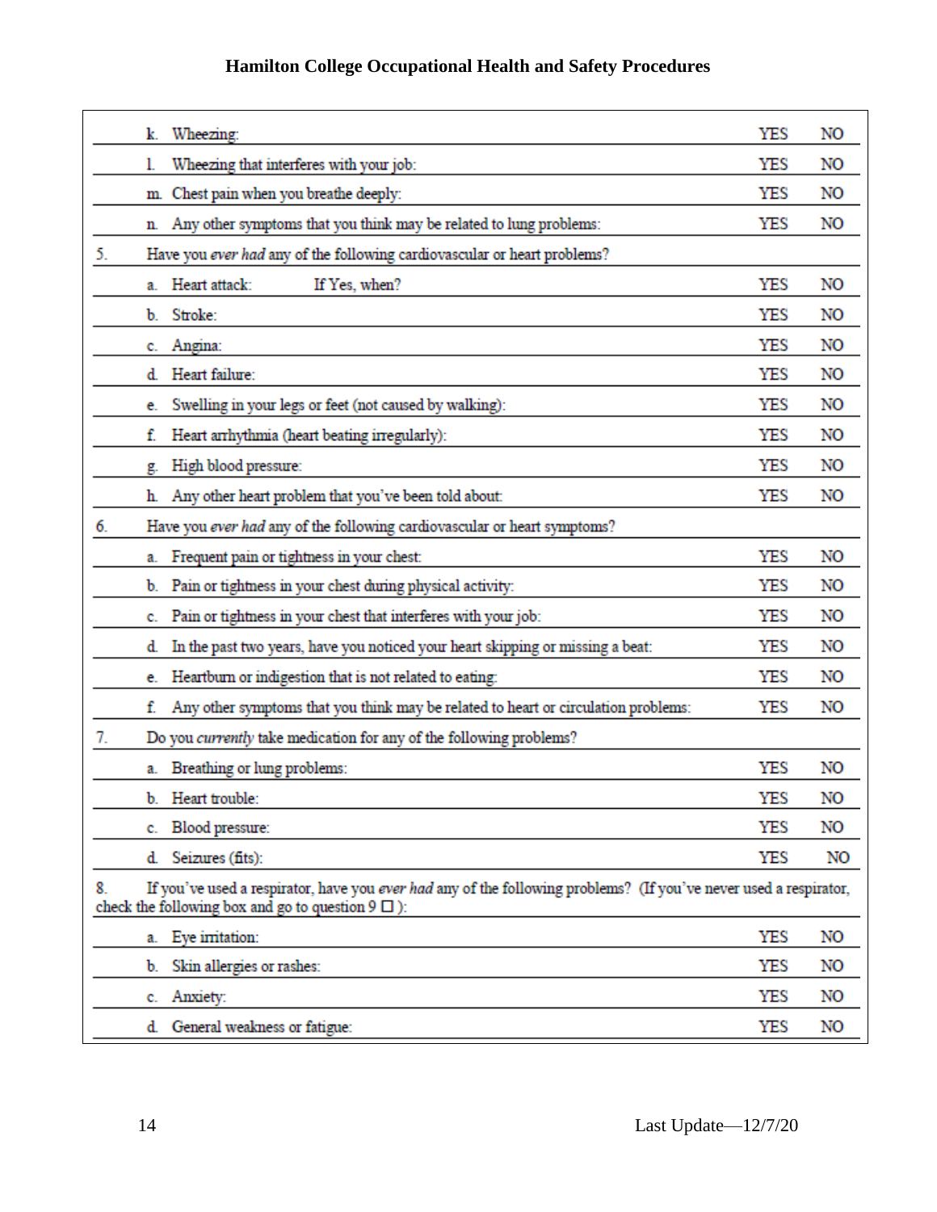| | | | |
|---|---|---|---|
| | k. Wheezing: | YES | NO |
| | l. Wheezing that interferes with your job: | YES | NO |
| | m. Chest pain when you breathe deeply: | YES | NO |
| | n. Any other symptoms that you think may be related to lung problems: | YES | NO |
| 5. | Have you *ever had* any of the following cardiovascular or heart problems? | | |
| | a. Heart attack: If Yes, when? | YES | NO |
| | b. Stroke: | YES | NO |
| | c. Angina: | YES | NO |
| | d. Heart failure: | YES | NO |
| | e. Swelling in your legs or feet (not caused by walking): | YES | NO |
| | f. Heart arrhythmia (heart beating irregularly): | YES | NO |
| | g. High blood pressure: | YES | NO |
| | h. Any other heart problem that you've been told about: | YES | NO |
| 6. | Have you *ever had* any of the following cardiovascular or heart symptoms? | | |
| | a. Frequent pain or tightness in your chest: | YES | NO |
| | b. Pain or tightness in your chest during physical activity: | YES | NO |
| | c. Pain or tightness in your chest that interferes with your job: | YES | NO |
| | d. In the past two years, have you noticed your heart skipping or missing a beat: | YES | NO |
| | e. Heartburn or indigestion that is not related to eating: | YES | NO |
| | f. Any other symptoms that you think may be related to heart or circulation problems: | YES | NO |
| 7. | Do you *currently* take medication for any of the following problems? | | |
| | a. Breathing or lung problems: | YES | NO |
| | b. Heart trouble: | YES | NO |
| | c. Blood pressure: | YES | NO |
| | d. Seizures (fits): | YES | NO |
| 8. | If you've used a respirator, have you *ever had* any of the following problems? (If you've never used a respirator, check the following box and go to question 9 ☐ ): | | |
| | a. Eye irritation: | YES | NO |
| | b. Skin allergies or rashes: | YES | NO |
| | c. Anxiety: | YES | NO |
| | d. General weakness or fatigue: | YES | NO |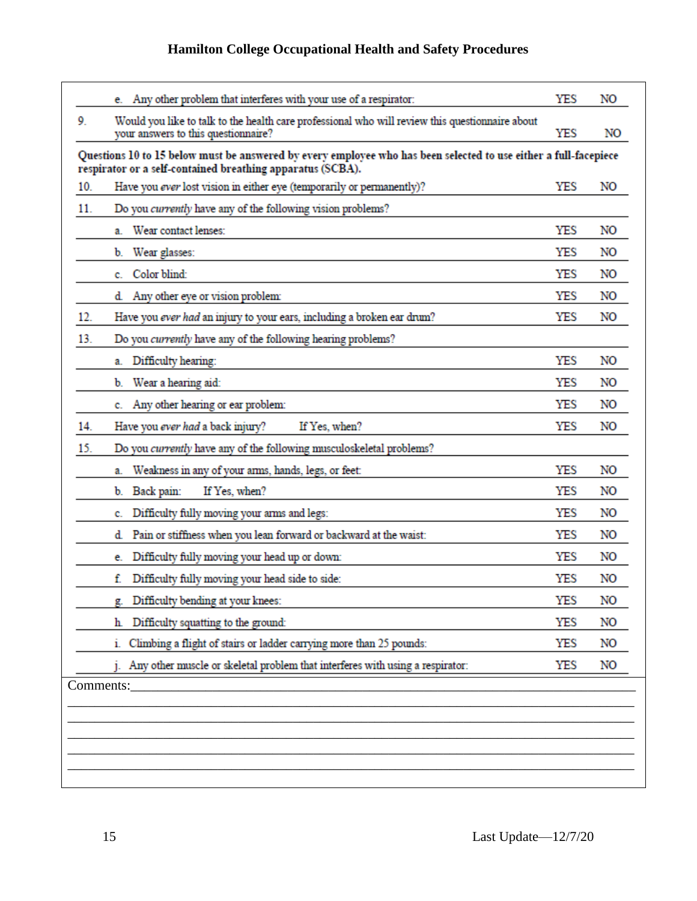| | | | |
|---|---|---|---|
| | e. Any other problem that interferes with your use of a respirator: | YES | NO |
| 9. | Would you like to talk to the health care professional who will review this questionnaire about your answers to this questionnaire? | YES | NO |

**Questions 10 to 15 below must be answered by every employee who has been selected to use either a full-facepiece respirator or a self-contained breathing apparatus (SCBA).**

| | | | |
|---|---|---|---|
| 10. | Have you *ever* lost vision in either eye (temporarily or permanently)? | YES | NO |
| 11. | Do you *currently* have any of the following vision problems? | | |
| | a. Wear contact lenses: | YES | NO |
| | b. Wear glasses: | YES | NO |
| | c. Color blind: | YES | NO |
| | d. Any other eye or vision problem: | YES | NO |
| 12. | Have you *ever had* an injury to your ears, including a broken ear drum? | YES | NO |
| 13. | Do you *currently* have any of the following hearing problems? | | |
| | a. Difficulty hearing: | YES | NO |
| | b. Wear a hearing aid: | YES | NO |
| | c. Any other hearing or ear problem: | YES | NO |
| 14. | Have you *ever had* a back injury? If Yes, when? | YES | NO |
| 15. | Do you *currently* have any of the following musculoskeletal problems? | | |
| | a. Weakness in any of your arms, hands, legs, or feet: | YES | NO |
| | b. Back pain: If Yes, when? | YES | NO |
| | c. Difficulty fully moving your arms and legs: | YES | NO |
| | d. Pain or stiffness when you lean forward or backward at the waist: | YES | NO |
| | e. Difficulty fully moving your head up or down: | YES | NO |
| | f. Difficulty fully moving your head side to side: | YES | NO |
| | g. Difficulty bending at your knees: | YES | NO |
| | h. Difficulty squatting to the ground: | YES | NO |
| | i. Climbing a flight of stairs or ladder carrying more than 25 pounds: | YES | NO |
| | j. Any other muscle or skeletal problem that interferes with using a respirator: | YES | NO |

Comments:\_\_\_\_\_\_\_\_\_\_\_\_\_\_\_\_\_\_\_\_\_\_\_\_\_\_\_\_\_\_\_\_\_\_\_\_\_\_\_\_\_\_\_\_\_\_\_\_\_\_\_\_\_\_\_\_\_\_\_\_\_\_\_\_\_\_

\_\_\_\_\_\_\_\_\_\_\_\_\_\_\_\_\_\_\_\_\_\_\_\_\_\_\_\_\_\_\_\_\_\_\_\_\_\_\_\_\_\_\_\_\_\_\_\_\_\_\_\_\_\_\_\_\_\_\_\_\_\_\_\_\_\_\_\_\_\_\_\_\_\_\_\_\_

\_\_\_\_\_\_\_\_\_\_\_\_\_\_\_\_\_\_\_\_\_\_\_\_\_\_\_\_\_\_\_\_\_\_\_\_\_\_\_\_\_\_\_\_\_\_\_\_\_\_\_\_\_\_\_\_\_\_\_\_\_\_\_\_\_\_\_\_\_\_\_\_\_\_\_\_\_

\_\_\_\_\_\_\_\_\_\_\_\_\_\_\_\_\_\_\_\_\_\_\_\_\_\_\_\_\_\_\_\_\_\_\_\_\_\_\_\_\_\_\_\_\_\_\_\_\_\_\_\_\_\_\_\_\_\_\_\_\_\_\_\_\_\_\_\_\_\_\_\_\_\_\_\_\_

\_\_\_\_\_\_\_\_\_\_\_\_\_\_\_\_\_\_\_\_\_\_\_\_\_\_\_\_\_\_\_\_\_\_\_\_\_\_\_\_\_\_\_\_\_\_\_\_\_\_\_\_\_\_\_\_\_\_\_\_\_\_\_\_\_\_\_\_\_\_\_\_\_\_\_\_\_

\_\_\_\_\_\_\_\_\_\_\_\_\_\_\_\_\_\_\_\_\_\_\_\_\_\_\_\_\_\_\_\_\_\_\_\_\_\_\_\_\_\_\_\_\_\_\_\_\_\_\_\_\_\_\_\_\_\_\_\_\_\_\_\_\_\_\_\_\_\_\_\_\_\_\_\_\_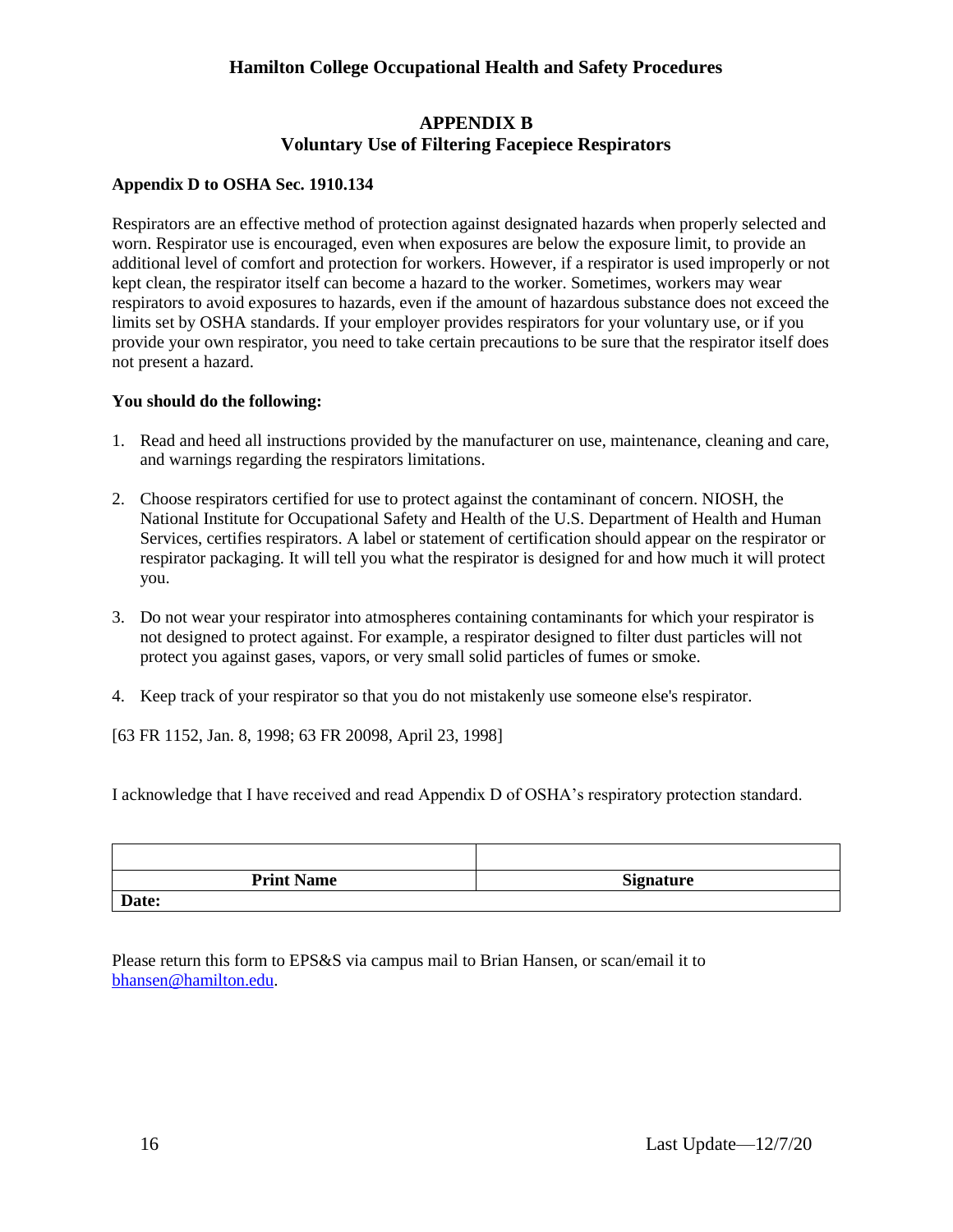## APPENDIX B
## Voluntary Use of Filtering Facepiece Respirators

**Appendix D to OSHA Sec. 1910.134**

Respirators are an effective method of protection against designated hazards when properly selected and worn. Respirator use is encouraged, even when exposures are below the exposure limit, to provide an additional level of comfort and protection for workers. However, if a respirator is used improperly or not kept clean, the respirator itself can become a hazard to the worker. Sometimes, workers may wear respirators to avoid exposures to hazards, even if the amount of hazardous substance does not exceed the limits set by OSHA standards. If your employer provides respirators for your voluntary use, or if you provide your own respirator, you need to take certain precautions to be sure that the respirator itself does not present a hazard.

**You should do the following:**

1. Read and heed all instructions provided by the manufacturer on use, maintenance, cleaning and care, and warnings regarding the respirators limitations.

2. Choose respirators certified for use to protect against the contaminant of concern. NIOSH, the National Institute for Occupational Safety and Health of the U.S. Department of Health and Human Services, certifies respirators. A label or statement of certification should appear on the respirator or respirator packaging. It will tell you what the respirator is designed for and how much it will protect you.

3. Do not wear your respirator into atmospheres containing contaminants for which your respirator is not designed to protect against. For example, a respirator designed to filter dust particles will not protect you against gases, vapors, or very small solid particles of fumes or smoke.

4. Keep track of your respirator so that you do not mistakenly use someone else's respirator.

[63 FR 1152, Jan. 8, 1998; 63 FR 20098, April 23, 1998]

I acknowledge that I have received and read Appendix D of OSHA's respiratory protection standard.

| | |
|---|---|
| | |
| **Print Name** | **Signature** |
| **Date:** | |

Please return this form to EPS&S via campus mail to Brian Hansen, or scan/email it to bhansen@hamilton.edu.